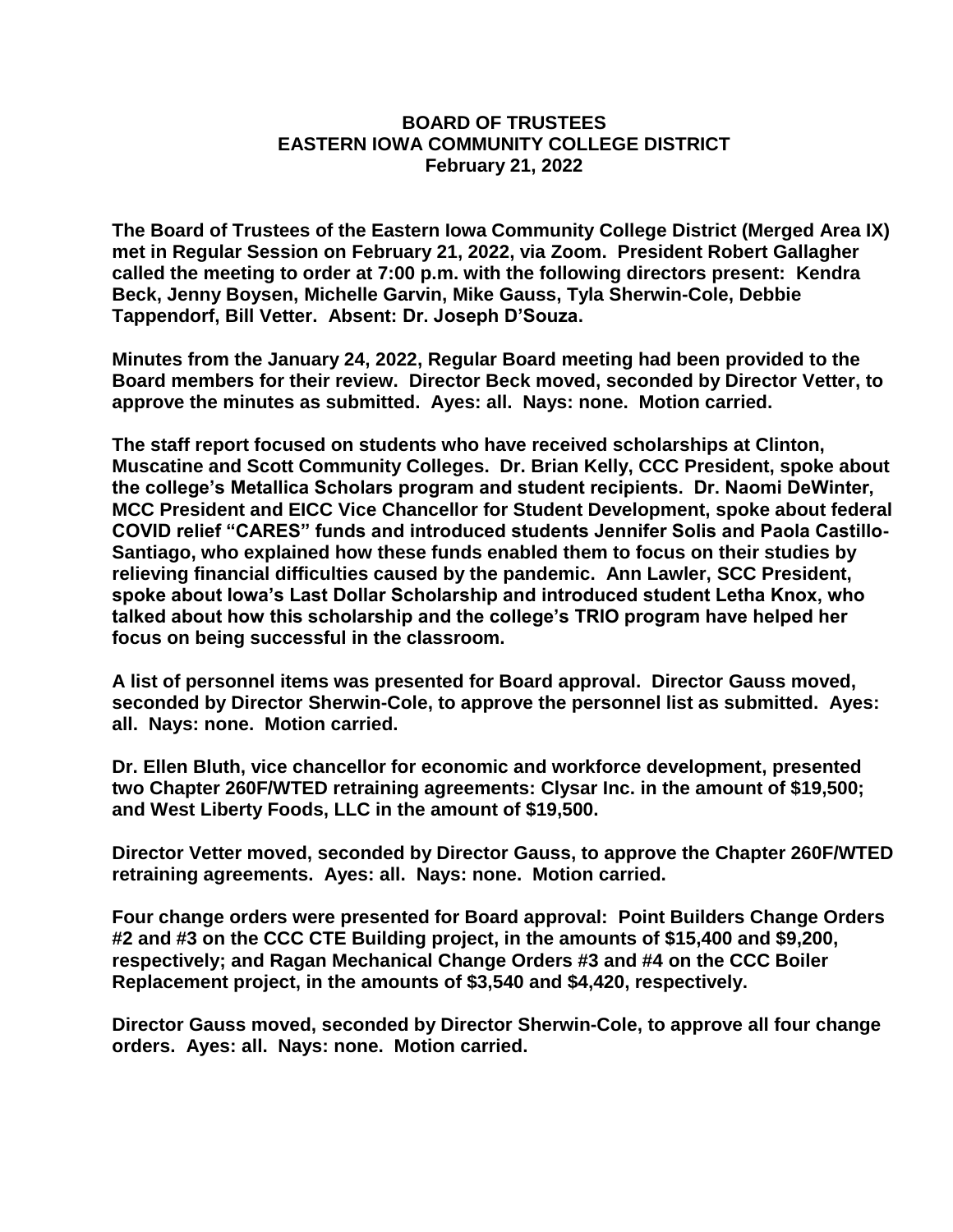# BOARD OF TRUSTEES
# EASTERN IOWA COMMUNITY COLLEGE DISTRICT
# February 21, 2022

**The Board of Trustees of the Eastern Iowa Community College District (Merged Area IX) met in Regular Session on February 21, 2022, via Zoom. President Robert Gallagher called the meeting to order at 7:00 p.m. with the following directors present: Kendra Beck, Jenny Boysen, Michelle Garvin, Mike Gauss, Tyla Sherwin-Cole, Debbie Tappendorf, Bill Vetter. Absent: Dr. Joseph D'Souza.**

**Minutes from the January 24, 2022, Regular Board meeting had been provided to the Board members for their review. Director Beck moved, seconded by Director Vetter, to approve the minutes as submitted. Ayes: all. Nays: none. Motion carried.**

**The staff report focused on students who have received scholarships at Clinton, Muscatine and Scott Community Colleges. Dr. Brian Kelly, CCC President, spoke about the college's Metallica Scholars program and student recipients. Dr. Naomi DeWinter, MCC President and EICC Vice Chancellor for Student Development, spoke about federal COVID relief "CARES" funds and introduced students Jennifer Solis and Paola Castillo-Santiago, who explained how these funds enabled them to focus on their studies by relieving financial difficulties caused by the pandemic. Ann Lawler, SCC President, spoke about Iowa's Last Dollar Scholarship and introduced student Letha Knox, who talked about how this scholarship and the college's TRIO program have helped her focus on being successful in the classroom.**

**A list of personnel items was presented for Board approval. Director Gauss moved, seconded by Director Sherwin-Cole, to approve the personnel list as submitted. Ayes: all. Nays: none. Motion carried.**

**Dr. Ellen Bluth, vice chancellor for economic and workforce development, presented two Chapter 260F/WTED retraining agreements: Clysar Inc. in the amount of $19,500; and West Liberty Foods, LLC in the amount of $19,500.**

**Director Vetter moved, seconded by Director Gauss, to approve the Chapter 260F/WTED retraining agreements. Ayes: all. Nays: none. Motion carried.**

**Four change orders were presented for Board approval: Point Builders Change Orders #2 and #3 on the CCC CTE Building project, in the amounts of $15,400 and $9,200, respectively; and Ragan Mechanical Change Orders #3 and #4 on the CCC Boiler Replacement project, in the amounts of $3,540 and $4,420, respectively.**

**Director Gauss moved, seconded by Director Sherwin-Cole, to approve all four change orders. Ayes: all. Nays: none. Motion carried.**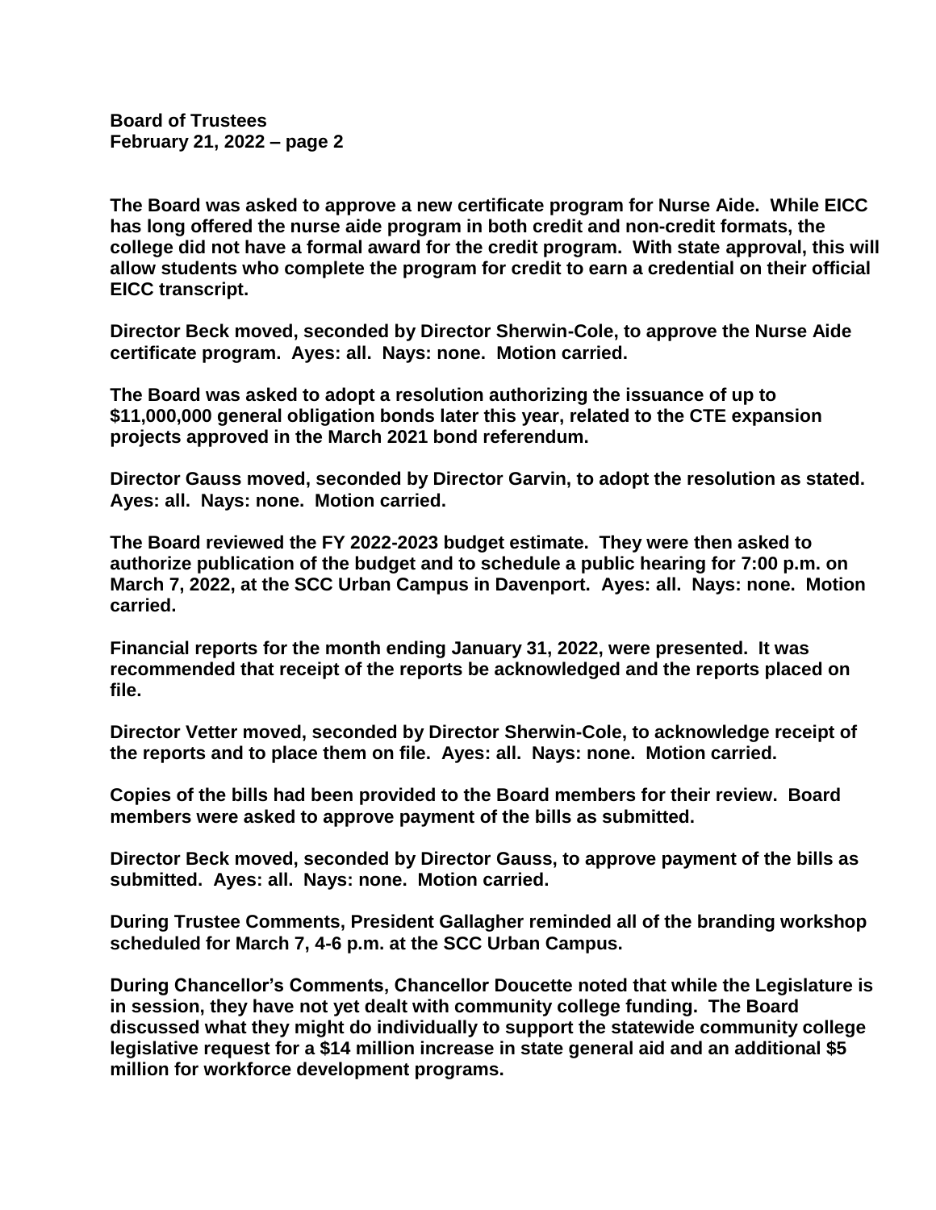The Board was asked to approve a new certificate program for Nurse Aide. While EICC has long offered the nurse aide program in both credit and non-credit formats, the college did not have a formal award for the credit program. With state approval, this will allow students who complete the program for credit to earn a credential on their official EICC transcript.

Director Beck moved, seconded by Director Sherwin-Cole, to approve the Nurse Aide certificate program. Ayes: all. Nays: none. Motion carried.

The Board was asked to adopt a resolution authorizing the issuance of up to $11,000,000 general obligation bonds later this year, related to the CTE expansion projects approved in the March 2021 bond referendum.

Director Gauss moved, seconded by Director Garvin, to adopt the resolution as stated. Ayes: all. Nays: none. Motion carried.

The Board reviewed the FY 2022-2023 budget estimate. They were then asked to authorize publication of the budget and to schedule a public hearing for 7:00 p.m. on March 7, 2022, at the SCC Urban Campus in Davenport. Ayes: all. Nays: none. Motion carried.

Financial reports for the month ending January 31, 2022, were presented. It was recommended that receipt of the reports be acknowledged and the reports placed on file.

Director Vetter moved, seconded by Director Sherwin-Cole, to acknowledge receipt of the reports and to place them on file. Ayes: all. Nays: none. Motion carried.

Copies of the bills had been provided to the Board members for their review. Board members were asked to approve payment of the bills as submitted.

Director Beck moved, seconded by Director Gauss, to approve payment of the bills as submitted. Ayes: all. Nays: none. Motion carried.

During Trustee Comments, President Gallagher reminded all of the branding workshop scheduled for March 7, 4-6 p.m. at the SCC Urban Campus.

During Chancellor's Comments, Chancellor Doucette noted that while the Legislature is in session, they have not yet dealt with community college funding. The Board discussed what they might do individually to support the statewide community college legislative request for a $14 million increase in state general aid and an additional $5 million for workforce development programs.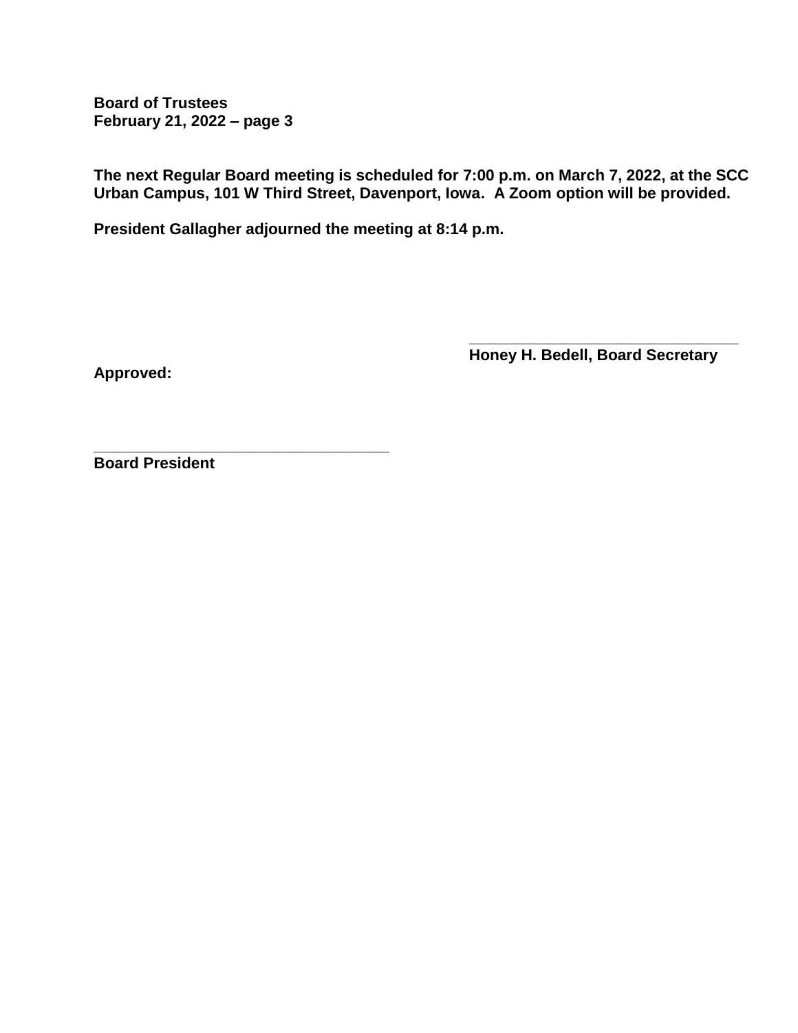The next Regular Board meeting is scheduled for 7:00 p.m. on March 7, 2022, at the SCC Urban Campus, 101 W Third Street, Davenport, Iowa. A Zoom option will be provided.

President Gallagher adjourned the meeting at 8:14 p.m.

\_\_\_\_\_\_\_\_\_\_\_\_\_\_\_\_\_\_\_\_\_\_\_\_\_\_\_\_\_\_\_\_
**Honey H. Bedell, Board Secretary**

**Approved:**

\_\_\_\_\_\_\_\_\_\_\_\_\_\_\_\_\_\_\_\_\_\_\_\_\_\_\_\_\_\_\_\_\_\_\_
**Board President**